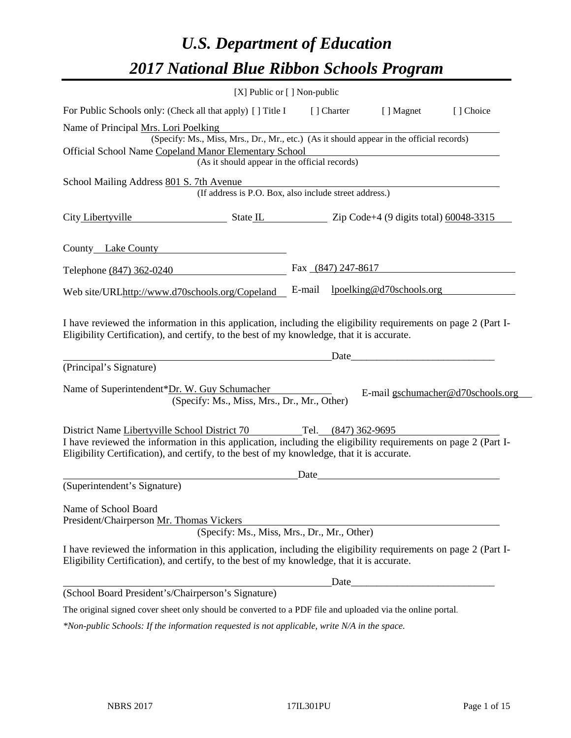# *U.S. Department of Education*

# *2017 National Blue Ribbon Schools Program*

[X] Public or [ ] Non-public

For Public Schools only: (Check all that apply) [ ] Title I [ ] Charter [ ] Magnet [ ] Choice

Name of Principal Mrs. Lori Poelking
(Specify: Ms., Miss, Mrs., Dr., Mr., etc.) (As it should appear in the official records)

Official School Name Copeland Manor Elementary School
(As it should appear in the official records)

School Mailing Address 801 S. 7th Avenue
(If address is P.O. Box, also include street address.)

City Libertyville State IL Zip Code+4 (9 digits total) 60048-3315

County Lake County

Telephone (847) 362-0240 Fax (847) 247-8617

Web site/URL http://www.d70schools.org/Copeland E-mail lpoelking@d70schools.org

I have reviewed the information in this application, including the eligibility requirements on page 2 (Part I-Eligibility Certification), and certify, to the best of my knowledge, that it is accurate.

_________________________________________________________Date_____________________________

(Principal's Signature)

Name of Superintendent* Dr. W. Guy Schumacher E-mail gschumacher@d70schools.org
(Specify: Ms., Miss, Mrs., Dr., Mr., Other)

District Name Libertyville School District 70 Tel. (847) 362-9695

I have reviewed the information in this application, including the eligibility requirements on page 2 (Part I-Eligibility Certification), and certify, to the best of my knowledge, that it is accurate.

_________________________________________________________Date_____________________________

(Superintendent's Signature)

Name of School Board
President/Chairperson Mr. Thomas Vickers
(Specify: Ms., Miss, Mrs., Dr., Mr., Other)

I have reviewed the information in this application, including the eligibility requirements on page 2 (Part I-Eligibility Certification), and certify, to the best of my knowledge, that it is accurate.

_________________________________________________________Date_____________________________

(School Board President's/Chairperson's Signature)

The original signed cover sheet only should be converted to a PDF file and uploaded via the online portal.

*\*Non-public Schools: If the information requested is not applicable, write N/A in the space.*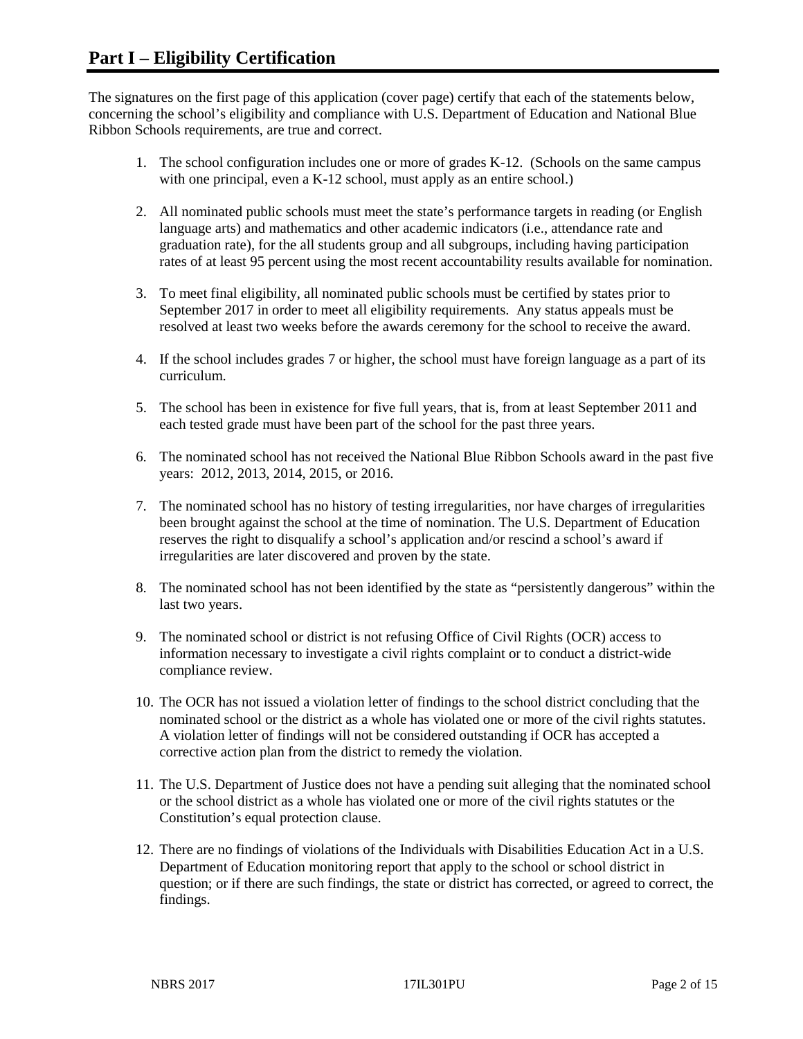# Part I – Eligibility Certification

The signatures on the first page of this application (cover page) certify that each of the statements below, concerning the school's eligibility and compliance with U.S. Department of Education and National Blue Ribbon Schools requirements, are true and correct.

1. The school configuration includes one or more of grades K-12. (Schools on the same campus with one principal, even a K-12 school, must apply as an entire school.)

2. All nominated public schools must meet the state's performance targets in reading (or English language arts) and mathematics and other academic indicators (i.e., attendance rate and graduation rate), for the all students group and all subgroups, including having participation rates of at least 95 percent using the most recent accountability results available for nomination.

3. To meet final eligibility, all nominated public schools must be certified by states prior to September 2017 in order to meet all eligibility requirements. Any status appeals must be resolved at least two weeks before the awards ceremony for the school to receive the award.

4. If the school includes grades 7 or higher, the school must have foreign language as a part of its curriculum.

5. The school has been in existence for five full years, that is, from at least September 2011 and each tested grade must have been part of the school for the past three years.

6. The nominated school has not received the National Blue Ribbon Schools award in the past five years: 2012, 2013, 2014, 2015, or 2016.

7. The nominated school has no history of testing irregularities, nor have charges of irregularities been brought against the school at the time of nomination. The U.S. Department of Education reserves the right to disqualify a school's application and/or rescind a school's award if irregularities are later discovered and proven by the state.

8. The nominated school has not been identified by the state as "persistently dangerous" within the last two years.

9. The nominated school or district is not refusing Office of Civil Rights (OCR) access to information necessary to investigate a civil rights complaint or to conduct a district-wide compliance review.

10. The OCR has not issued a violation letter of findings to the school district concluding that the nominated school or the district as a whole has violated one or more of the civil rights statutes. A violation letter of findings will not be considered outstanding if OCR has accepted a corrective action plan from the district to remedy the violation.

11. The U.S. Department of Justice does not have a pending suit alleging that the nominated school or the school district as a whole has violated one or more of the civil rights statutes or the Constitution's equal protection clause.

12. There are no findings of violations of the Individuals with Disabilities Education Act in a U.S. Department of Education monitoring report that apply to the school or school district in question; or if there are such findings, the state or district has corrected, or agreed to correct, the findings.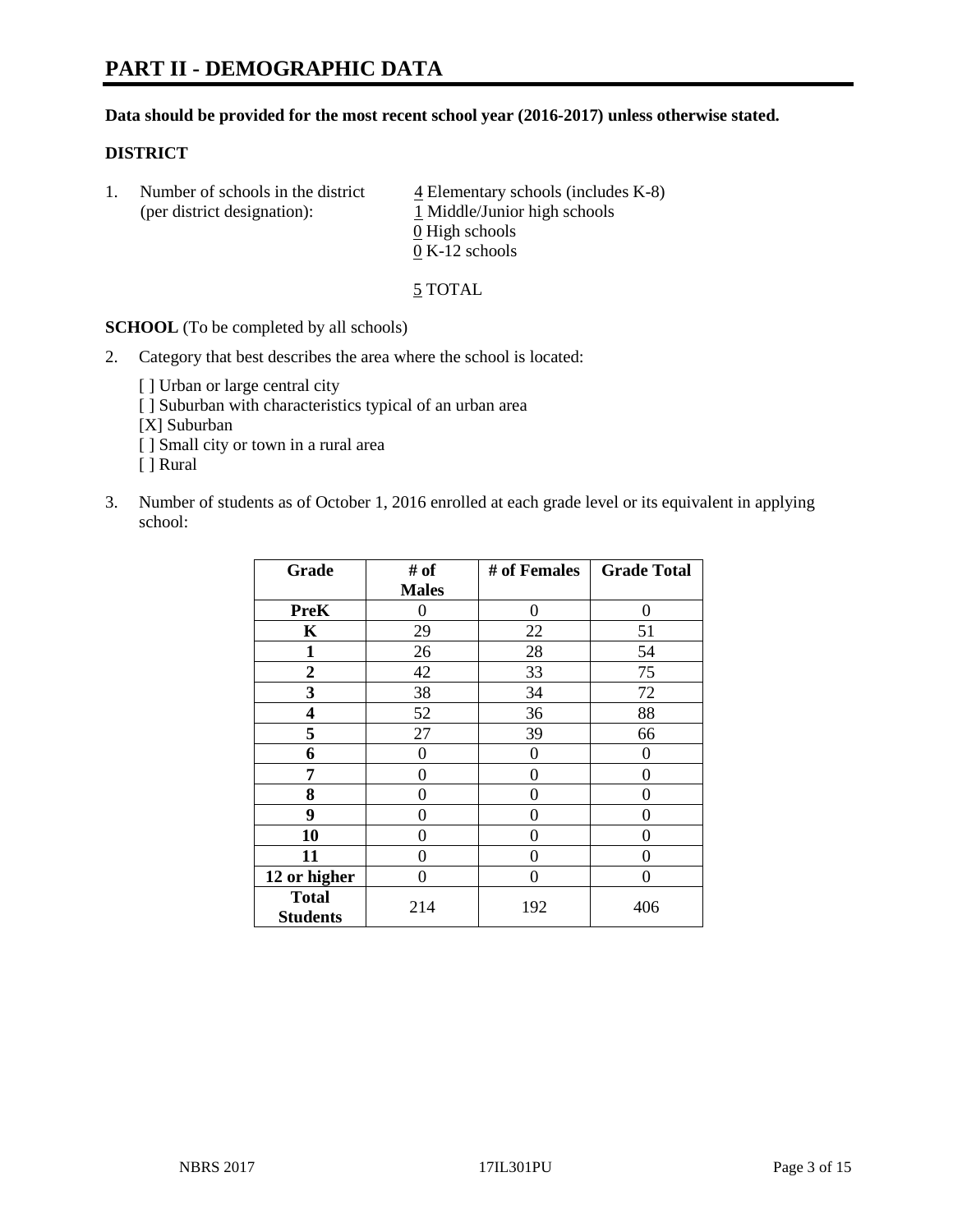# PART II - DEMOGRAPHIC DATA

**Data should be provided for the most recent school year (2016-2017) unless otherwise stated.**

**DISTRICT**

1. Number of schools in the district (per district designation):
   4 Elementary schools (includes K-8)
   1 Middle/Junior high schools
   0 High schools
   0 K-12 schools

   5 TOTAL

**SCHOOL** (To be completed by all schools)

2. Category that best describes the area where the school is located:

   [ ] Urban or large central city
   [ ] Suburban with characteristics typical of an urban area
   [X] Suburban
   [ ] Small city or town in a rural area
   [ ] Rural

3. Number of students as of October 1, 2016 enrolled at each grade level or its equivalent in applying school:

| Grade | # of Males | # of Females | Grade Total |
|---|---|---|---|
| PreK | 0 | 0 | 0 |
| K | 29 | 22 | 51 |
| 1 | 26 | 28 | 54 |
| 2 | 42 | 33 | 75 |
| 3 | 38 | 34 | 72 |
| 4 | 52 | 36 | 88 |
| 5 | 27 | 39 | 66 |
| 6 | 0 | 0 | 0 |
| 7 | 0 | 0 | 0 |
| 8 | 0 | 0 | 0 |
| 9 | 0 | 0 | 0 |
| 10 | 0 | 0 | 0 |
| 11 | 0 | 0 | 0 |
| 12 or higher | 0 | 0 | 0 |
| Total Students | 214 | 192 | 406 |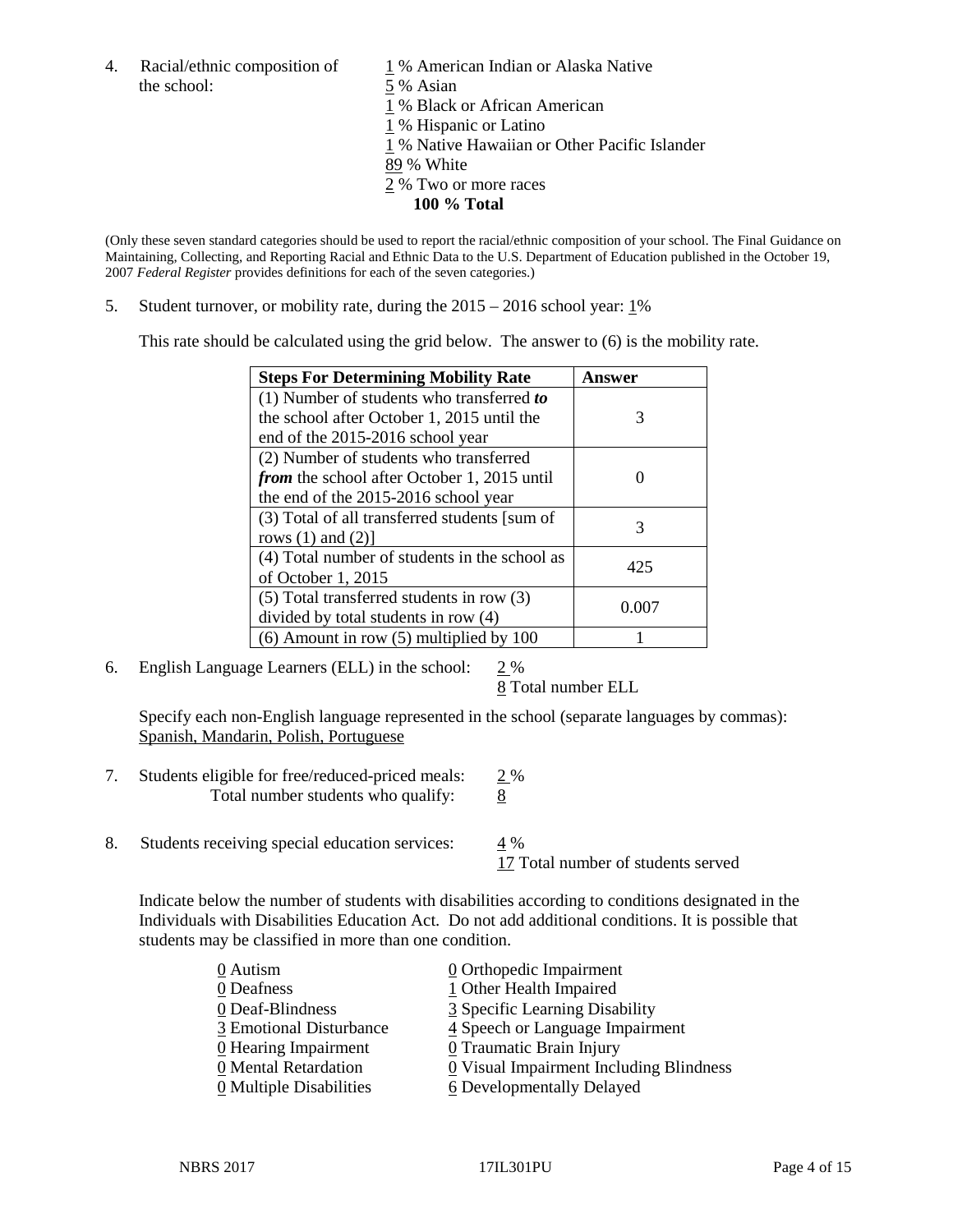4. Racial/ethnic composition of the school:

1 % American Indian or Alaska Native
5 % Asian
1 % Black or African American
1 % Hispanic or Latino
1 % Native Hawaiian or Other Pacific Islander
89 % White
2 % Two or more races
**100 % Total**

(Only these seven standard categories should be used to report the racial/ethnic composition of your school. The Final Guidance on Maintaining, Collecting, and Reporting Racial and Ethnic Data to the U.S. Department of Education published in the October 19, 2007 *Federal Register* provides definitions for each of the seven categories.)

5. Student turnover, or mobility rate, during the 2015 – 2016 school year: 1%

This rate should be calculated using the grid below. The answer to (6) is the mobility rate.

| **Steps For Determining Mobility Rate** | **Answer** |
|---|---|
| (1) Number of students who transferred ***to*** the school after October 1, 2015 until the end of the 2015-2016 school year | 3 |
| (2) Number of students who transferred ***from*** the school after October 1, 2015 until the end of the 2015-2016 school year | 0 |
| (3) Total of all transferred students [sum of rows (1) and (2)] | 3 |
| (4) Total number of students in the school as of October 1, 2015 | 425 |
| (5) Total transferred students in row (3) divided by total students in row (4) | 0.007 |
| (6) Amount in row (5) multiplied by 100 | 1 |

6. English Language Learners (ELL) in the school: 2 %
8 Total number ELL

Specify each non-English language represented in the school (separate languages by commas):
Spanish, Mandarin, Polish, Portuguese

7. Students eligible for free/reduced-priced meals: 2 %
Total number students who qualify: 8

8. Students receiving special education services: 4 %
17 Total number of students served

Indicate below the number of students with disabilities according to conditions designated in the Individuals with Disabilities Education Act. Do not add additional conditions. It is possible that students may be classified in more than one condition.

0 Autism
0 Deafness
0 Deaf-Blindness
3 Emotional Disturbance
0 Hearing Impairment
0 Mental Retardation
0 Multiple Disabilities
0 Orthopedic Impairment
1 Other Health Impaired
3 Specific Learning Disability
4 Speech or Language Impairment
0 Traumatic Brain Injury
0 Visual Impairment Including Blindness
6 Developmentally Delayed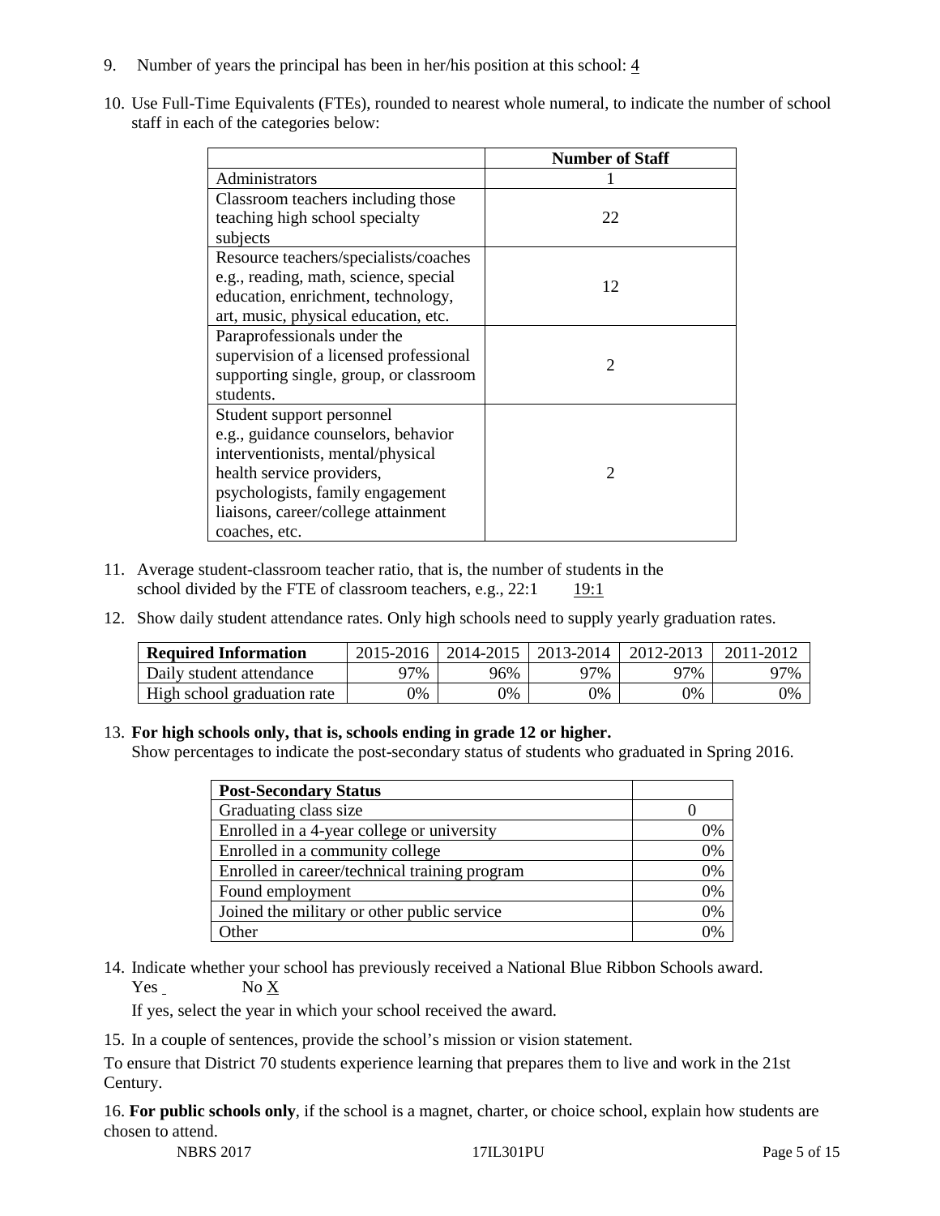9. Number of years the principal has been in her/his position at this school: 4

10. Use Full-Time Equivalents (FTEs), rounded to nearest whole numeral, to indicate the number of school staff in each of the categories below:

| | Number of Staff |
|---|---|
| Administrators | 1 |
| Classroom teachers including those teaching high school specialty subjects | 22 |
| Resource teachers/specialists/coaches e.g., reading, math, science, special education, enrichment, technology, art, music, physical education, etc. | 12 |
| Paraprofessionals under the supervision of a licensed professional supporting single, group, or classroom students. | 2 |
| Student support personnel e.g., guidance counselors, behavior interventionists, mental/physical health service providers, psychologists, family engagement liaisons, career/college attainment coaches, etc. | 2 |

11. Average student-classroom teacher ratio, that is, the number of students in the school divided by the FTE of classroom teachers, e.g., 22:1 19:1

12. Show daily student attendance rates. Only high schools need to supply yearly graduation rates.

| Required Information | 2015-2016 | 2014-2015 | 2013-2014 | 2012-2013 | 2011-2012 |
|---|---|---|---|---|---|
| Daily student attendance | 97% | 96% | 97% | 97% | 97% |
| High school graduation rate | 0% | 0% | 0% | 0% | 0% |

13. **For high schools only, that is, schools ending in grade 12 or higher.**
Show percentages to indicate the post-secondary status of students who graduated in Spring 2016.

| Post-Secondary Status | |
|---|---|
| Graduating class size | 0 |
| Enrolled in a 4-year college or university | 0% |
| Enrolled in a community college | 0% |
| Enrolled in career/technical training program | 0% |
| Found employment | 0% |
| Joined the military or other public service | 0% |
| Other | 0% |

14. Indicate whether your school has previously received a National Blue Ribbon Schools award.
Yes No X

If yes, select the year in which your school received the award.

15. In a couple of sentences, provide the school's mission or vision statement.

To ensure that District 70 students experience learning that prepares them to live and work in the 21st Century.

16. **For public schools only**, if the school is a magnet, charter, or choice school, explain how students are chosen to attend.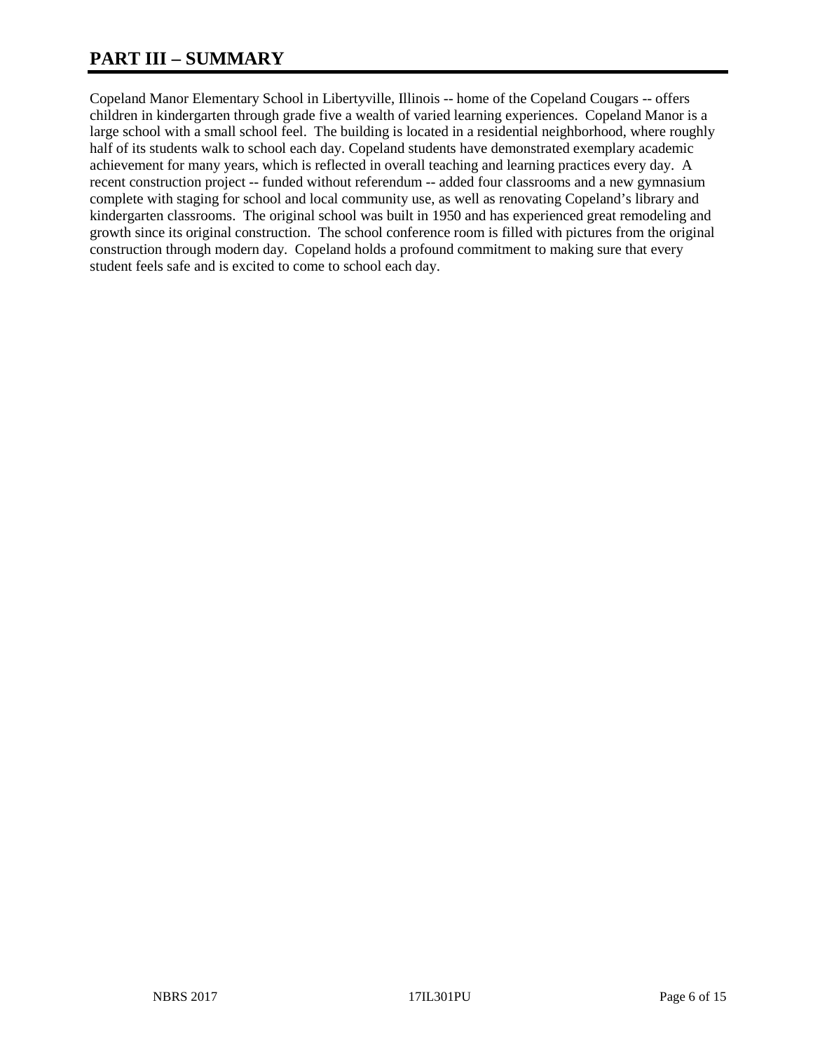# PART III – SUMMARY

Copeland Manor Elementary School in Libertyville, Illinois -- home of the Copeland Cougars -- offers children in kindergarten through grade five a wealth of varied learning experiences. Copeland Manor is a large school with a small school feel. The building is located in a residential neighborhood, where roughly half of its students walk to school each day. Copeland students have demonstrated exemplary academic achievement for many years, which is reflected in overall teaching and learning practices every day. A recent construction project -- funded without referendum -- added four classrooms and a new gymnasium complete with staging for school and local community use, as well as renovating Copeland's library and kindergarten classrooms. The original school was built in 1950 and has experienced great remodeling and growth since its original construction. The school conference room is filled with pictures from the original construction through modern day. Copeland holds a profound commitment to making sure that every student feels safe and is excited to come to school each day.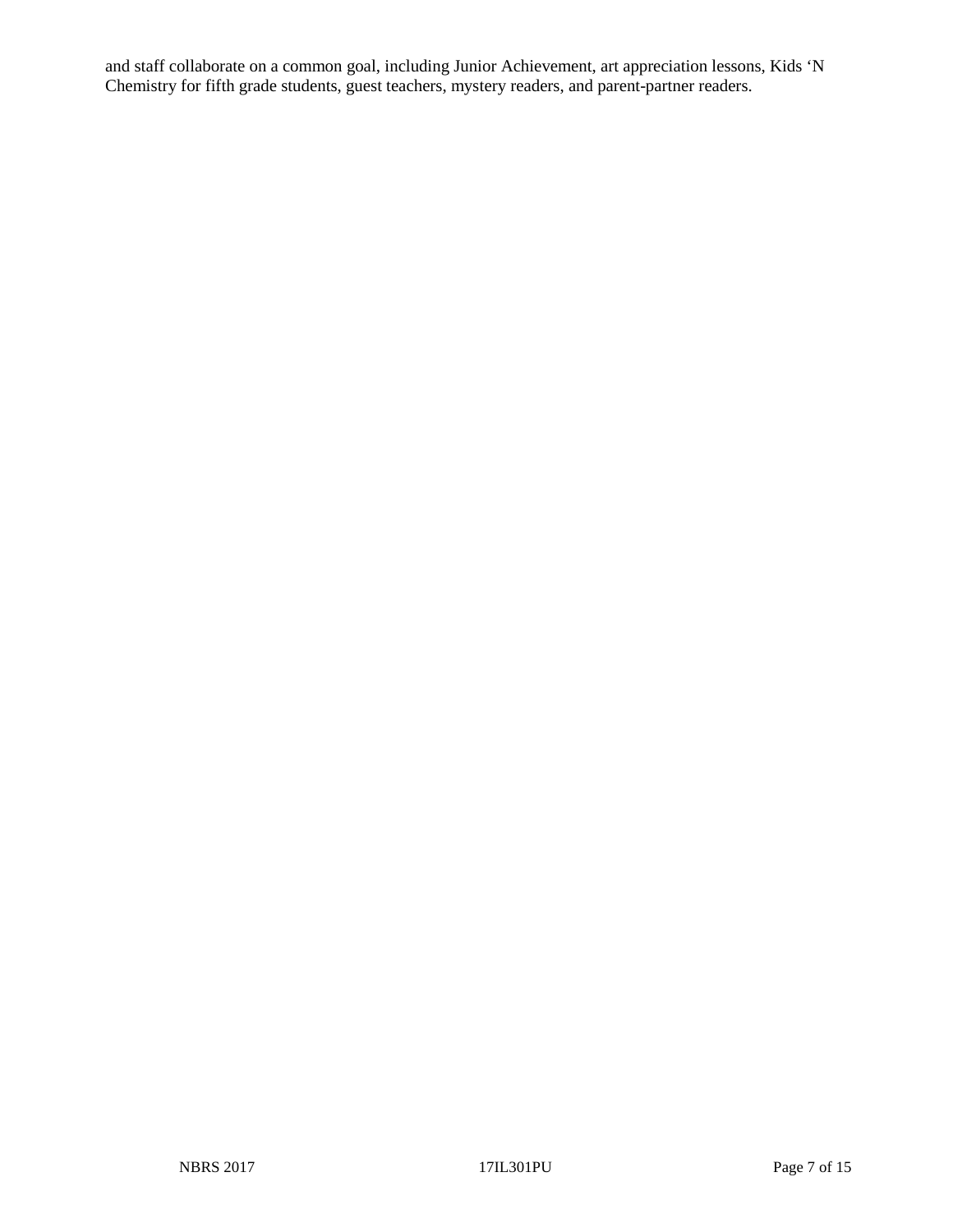and staff collaborate on a common goal, including Junior Achievement, art appreciation lessons, Kids 'N Chemistry for fifth grade students, guest teachers, mystery readers, and parent-partner readers.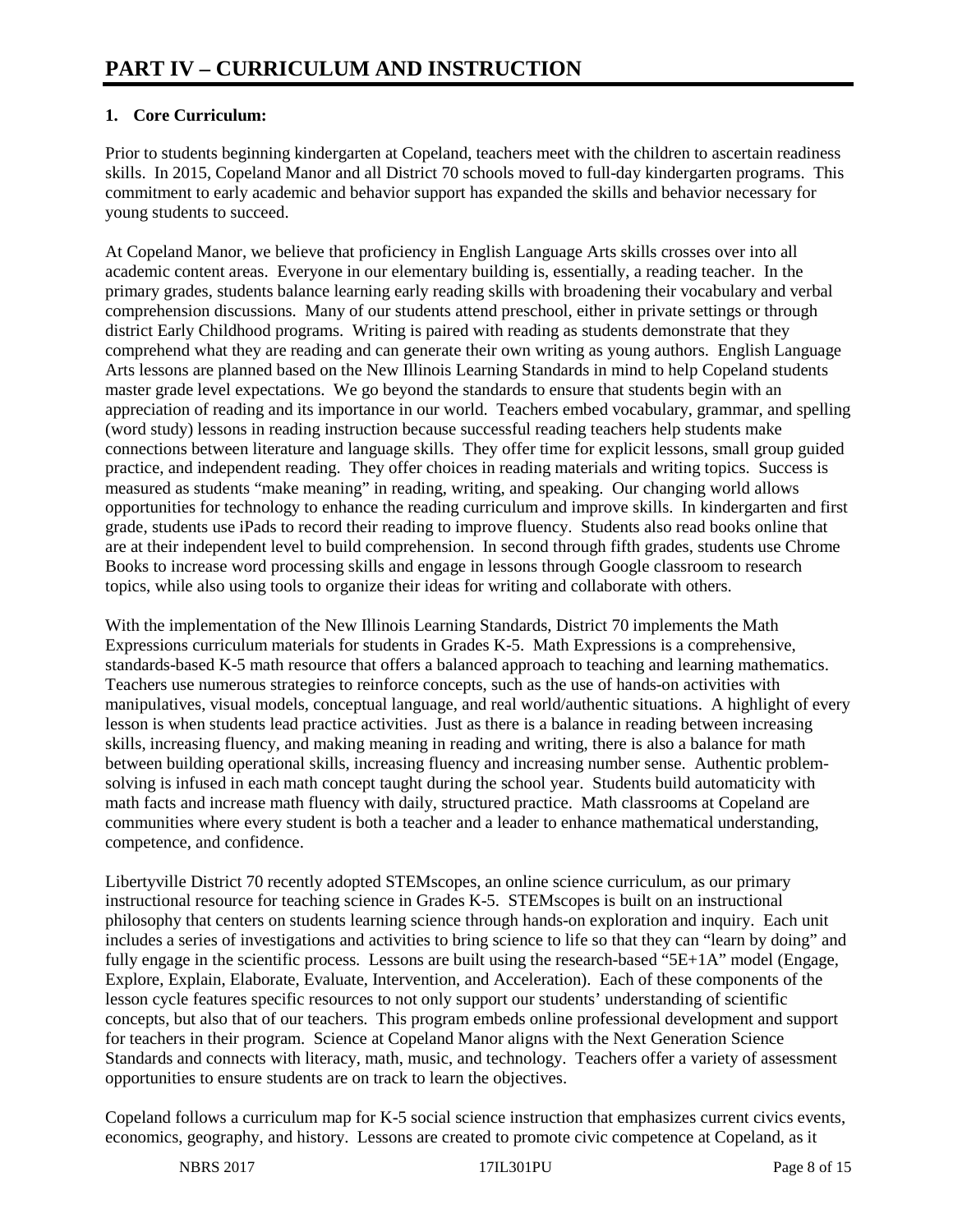# PART IV – CURRICULUM AND INSTRUCTION

**1. Core Curriculum:**

Prior to students beginning kindergarten at Copeland, teachers meet with the children to ascertain readiness skills. In 2015, Copeland Manor and all District 70 schools moved to full-day kindergarten programs. This commitment to early academic and behavior support has expanded the skills and behavior necessary for young students to succeed.

At Copeland Manor, we believe that proficiency in English Language Arts skills crosses over into all academic content areas. Everyone in our elementary building is, essentially, a reading teacher. In the primary grades, students balance learning early reading skills with broadening their vocabulary and verbal comprehension discussions. Many of our students attend preschool, either in private settings or through district Early Childhood programs. Writing is paired with reading as students demonstrate that they comprehend what they are reading and can generate their own writing as young authors. English Language Arts lessons are planned based on the New Illinois Learning Standards in mind to help Copeland students master grade level expectations. We go beyond the standards to ensure that students begin with an appreciation of reading and its importance in our world. Teachers embed vocabulary, grammar, and spelling (word study) lessons in reading instruction because successful reading teachers help students make connections between literature and language skills. They offer time for explicit lessons, small group guided practice, and independent reading. They offer choices in reading materials and writing topics. Success is measured as students "make meaning" in reading, writing, and speaking. Our changing world allows opportunities for technology to enhance the reading curriculum and improve skills. In kindergarten and first grade, students use iPads to record their reading to improve fluency. Students also read books online that are at their independent level to build comprehension. In second through fifth grades, students use Chrome Books to increase word processing skills and engage in lessons through Google classroom to research topics, while also using tools to organize their ideas for writing and collaborate with others.

With the implementation of the New Illinois Learning Standards, District 70 implements the Math Expressions curriculum materials for students in Grades K-5. Math Expressions is a comprehensive, standards-based K-5 math resource that offers a balanced approach to teaching and learning mathematics. Teachers use numerous strategies to reinforce concepts, such as the use of hands-on activities with manipulatives, visual models, conceptual language, and real world/authentic situations. A highlight of every lesson is when students lead practice activities. Just as there is a balance in reading between increasing skills, increasing fluency, and making meaning in reading and writing, there is also a balance for math between building operational skills, increasing fluency and increasing number sense. Authentic problem-solving is infused in each math concept taught during the school year. Students build automaticity with math facts and increase math fluency with daily, structured practice. Math classrooms at Copeland are communities where every student is both a teacher and a leader to enhance mathematical understanding, competence, and confidence.

Libertyville District 70 recently adopted STEMscopes, an online science curriculum, as our primary instructional resource for teaching science in Grades K-5. STEMscopes is built on an instructional philosophy that centers on students learning science through hands-on exploration and inquiry. Each unit includes a series of investigations and activities to bring science to life so that they can "learn by doing" and fully engage in the scientific process. Lessons are built using the research-based "5E+1A" model (Engage, Explore, Explain, Elaborate, Evaluate, Intervention, and Acceleration). Each of these components of the lesson cycle features specific resources to not only support our students' understanding of scientific concepts, but also that of our teachers. This program embeds online professional development and support for teachers in their program. Science at Copeland Manor aligns with the Next Generation Science Standards and connects with literacy, math, music, and technology. Teachers offer a variety of assessment opportunities to ensure students are on track to learn the objectives.

Copeland follows a curriculum map for K-5 social science instruction that emphasizes current civics events, economics, geography, and history. Lessons are created to promote civic competence at Copeland, as it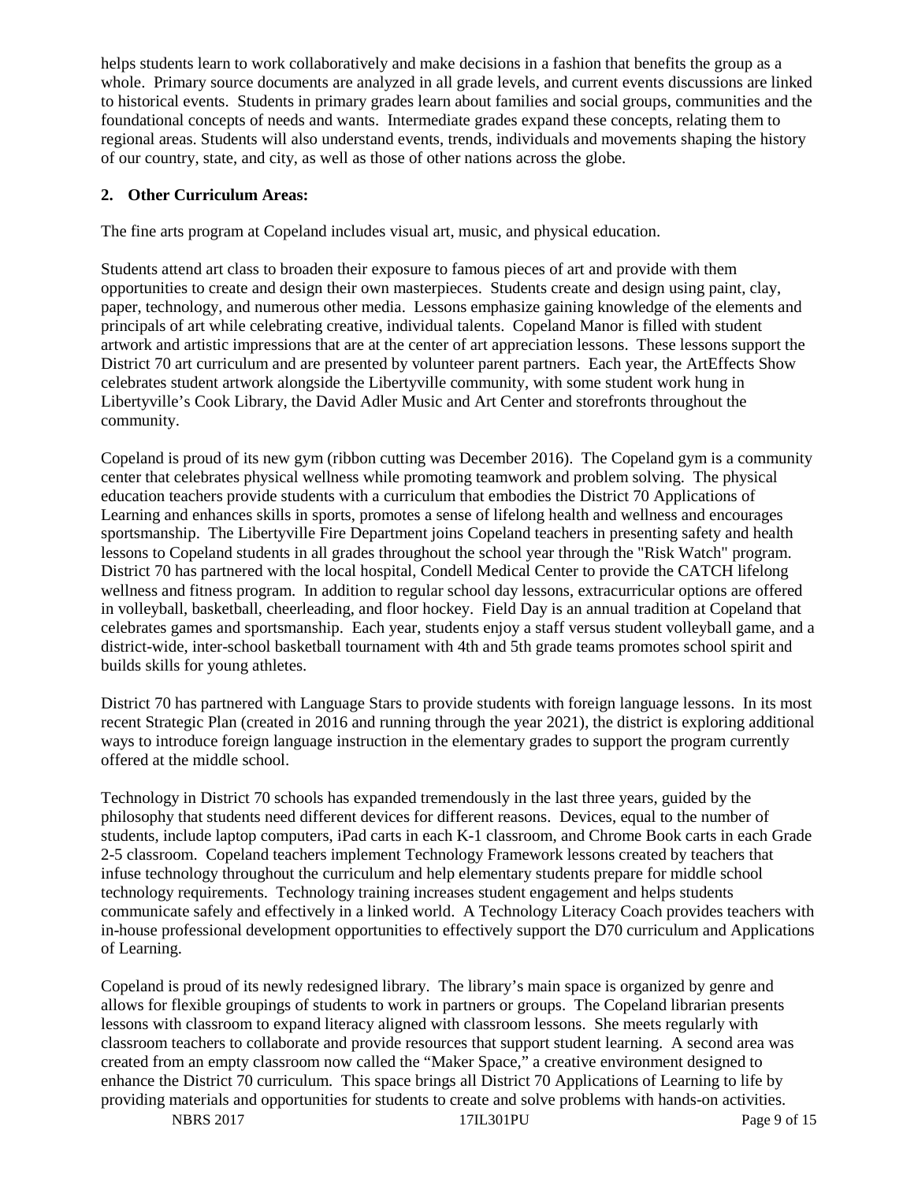helps students learn to work collaboratively and make decisions in a fashion that benefits the group as a whole. Primary source documents are analyzed in all grade levels, and current events discussions are linked to historical events. Students in primary grades learn about families and social groups, communities and the foundational concepts of needs and wants. Intermediate grades expand these concepts, relating them to regional areas. Students will also understand events, trends, individuals and movements shaping the history of our country, state, and city, as well as those of other nations across the globe.

## 2. Other Curriculum Areas:

The fine arts program at Copeland includes visual art, music, and physical education.

Students attend art class to broaden their exposure to famous pieces of art and provide with them opportunities to create and design their own masterpieces. Students create and design using paint, clay, paper, technology, and numerous other media. Lessons emphasize gaining knowledge of the elements and principals of art while celebrating creative, individual talents. Copeland Manor is filled with student artwork and artistic impressions that are at the center of art appreciation lessons. These lessons support the District 70 art curriculum and are presented by volunteer parent partners. Each year, the ArtEffects Show celebrates student artwork alongside the Libertyville community, with some student work hung in Libertyville's Cook Library, the David Adler Music and Art Center and storefronts throughout the community.

Copeland is proud of its new gym (ribbon cutting was December 2016). The Copeland gym is a community center that celebrates physical wellness while promoting teamwork and problem solving. The physical education teachers provide students with a curriculum that embodies the District 70 Applications of Learning and enhances skills in sports, promotes a sense of lifelong health and wellness and encourages sportsmanship. The Libertyville Fire Department joins Copeland teachers in presenting safety and health lessons to Copeland students in all grades throughout the school year through the "Risk Watch" program. District 70 has partnered with the local hospital, Condell Medical Center to provide the CATCH lifelong wellness and fitness program. In addition to regular school day lessons, extracurricular options are offered in volleyball, basketball, cheerleading, and floor hockey. Field Day is an annual tradition at Copeland that celebrates games and sportsmanship. Each year, students enjoy a staff versus student volleyball game, and a district-wide, inter-school basketball tournament with 4th and 5th grade teams promotes school spirit and builds skills for young athletes.

District 70 has partnered with Language Stars to provide students with foreign language lessons. In its most recent Strategic Plan (created in 2016 and running through the year 2021), the district is exploring additional ways to introduce foreign language instruction in the elementary grades to support the program currently offered at the middle school.

Technology in District 70 schools has expanded tremendously in the last three years, guided by the philosophy that students need different devices for different reasons. Devices, equal to the number of students, include laptop computers, iPad carts in each K-1 classroom, and Chrome Book carts in each Grade 2-5 classroom. Copeland teachers implement Technology Framework lessons created by teachers that infuse technology throughout the curriculum and help elementary students prepare for middle school technology requirements. Technology training increases student engagement and helps students communicate safely and effectively in a linked world. A Technology Literacy Coach provides teachers with in-house professional development opportunities to effectively support the D70 curriculum and Applications of Learning.

Copeland is proud of its newly redesigned library. The library's main space is organized by genre and allows for flexible groupings of students to work in partners or groups. The Copeland librarian presents lessons with classroom to expand literacy aligned with classroom lessons. She meets regularly with classroom teachers to collaborate and provide resources that support student learning. A second area was created from an empty classroom now called the "Maker Space," a creative environment designed to enhance the District 70 curriculum. This space brings all District 70 Applications of Learning to life by providing materials and opportunities for students to create and solve problems with hands-on activities.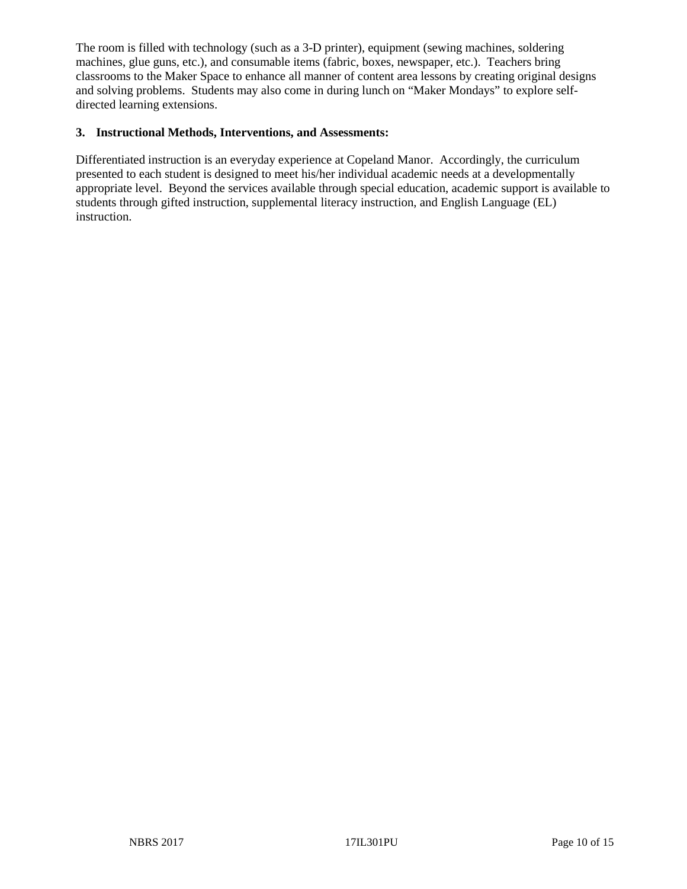The room is filled with technology (such as a 3-D printer), equipment (sewing machines, soldering machines, glue guns, etc.), and consumable items (fabric, boxes, newspaper, etc.). Teachers bring classrooms to the Maker Space to enhance all manner of content area lessons by creating original designs and solving problems. Students may also come in during lunch on "Maker Mondays" to explore self-directed learning extensions.

**3. Instructional Methods, Interventions, and Assessments:**

Differentiated instruction is an everyday experience at Copeland Manor. Accordingly, the curriculum presented to each student is designed to meet his/her individual academic needs at a developmentally appropriate level. Beyond the services available through special education, academic support is available to students through gifted instruction, supplemental literacy instruction, and English Language (EL) instruction.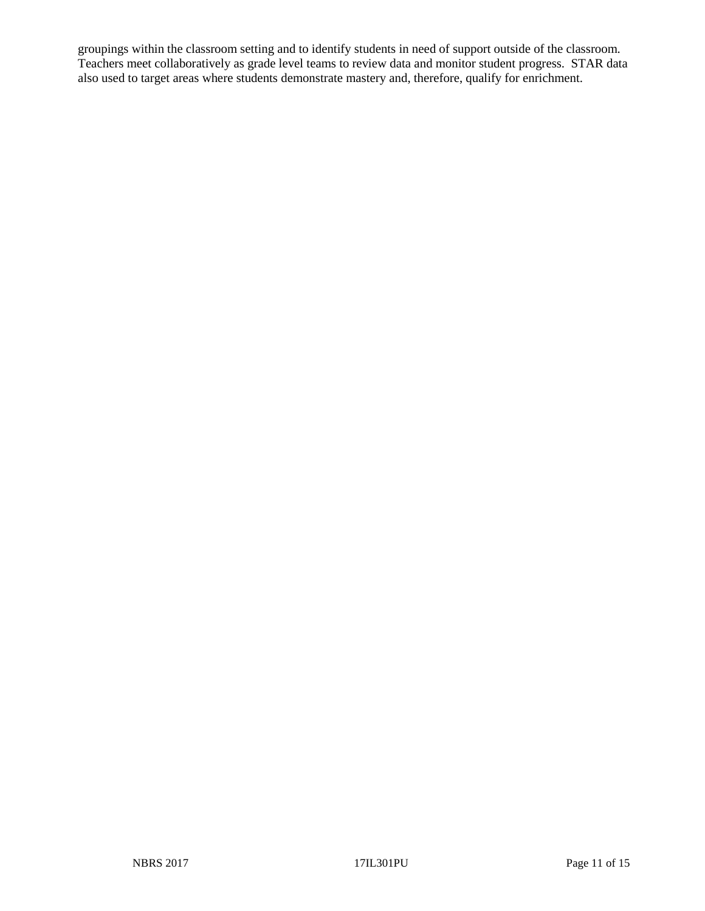groupings within the classroom setting and to identify students in need of support outside of the classroom. Teachers meet collaboratively as grade level teams to review data and monitor student progress. STAR data also used to target areas where students demonstrate mastery and, therefore, qualify for enrichment.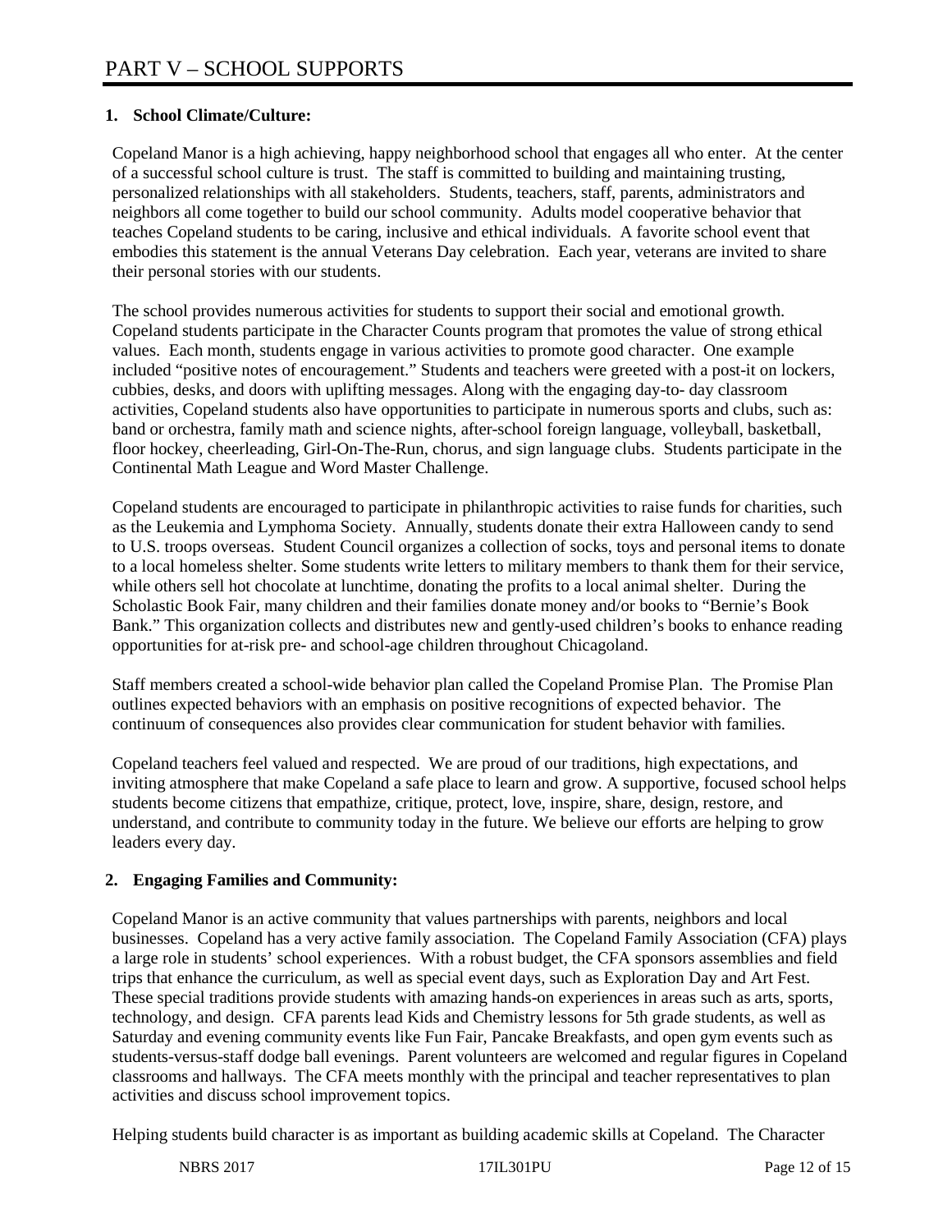# PART V – SCHOOL SUPPORTS

**1. School Climate/Culture:**

Copeland Manor is a high achieving, happy neighborhood school that engages all who enter. At the center of a successful school culture is trust. The staff is committed to building and maintaining trusting, personalized relationships with all stakeholders. Students, teachers, staff, parents, administrators and neighbors all come together to build our school community. Adults model cooperative behavior that teaches Copeland students to be caring, inclusive and ethical individuals. A favorite school event that embodies this statement is the annual Veterans Day celebration. Each year, veterans are invited to share their personal stories with our students.

The school provides numerous activities for students to support their social and emotional growth. Copeland students participate in the Character Counts program that promotes the value of strong ethical values. Each month, students engage in various activities to promote good character. One example included "positive notes of encouragement." Students and teachers were greeted with a post-it on lockers, cubbies, desks, and doors with uplifting messages. Along with the engaging day-to- day classroom activities, Copeland students also have opportunities to participate in numerous sports and clubs, such as: band or orchestra, family math and science nights, after-school foreign language, volleyball, basketball, floor hockey, cheerleading, Girl-On-The-Run, chorus, and sign language clubs. Students participate in the Continental Math League and Word Master Challenge.

Copeland students are encouraged to participate in philanthropic activities to raise funds for charities, such as the Leukemia and Lymphoma Society. Annually, students donate their extra Halloween candy to send to U.S. troops overseas. Student Council organizes a collection of socks, toys and personal items to donate to a local homeless shelter. Some students write letters to military members to thank them for their service, while others sell hot chocolate at lunchtime, donating the profits to a local animal shelter. During the Scholastic Book Fair, many children and their families donate money and/or books to "Bernie's Book Bank." This organization collects and distributes new and gently-used children's books to enhance reading opportunities for at-risk pre- and school-age children throughout Chicagoland.

Staff members created a school-wide behavior plan called the Copeland Promise Plan. The Promise Plan outlines expected behaviors with an emphasis on positive recognitions of expected behavior. The continuum of consequences also provides clear communication for student behavior with families.

Copeland teachers feel valued and respected. We are proud of our traditions, high expectations, and inviting atmosphere that make Copeland a safe place to learn and grow. A supportive, focused school helps students become citizens that empathize, critique, protect, love, inspire, share, design, restore, and understand, and contribute to community today in the future. We believe our efforts are helping to grow leaders every day.

**2. Engaging Families and Community:**

Copeland Manor is an active community that values partnerships with parents, neighbors and local businesses. Copeland has a very active family association. The Copeland Family Association (CFA) plays a large role in students' school experiences. With a robust budget, the CFA sponsors assemblies and field trips that enhance the curriculum, as well as special event days, such as Exploration Day and Art Fest. These special traditions provide students with amazing hands-on experiences in areas such as arts, sports, technology, and design. CFA parents lead Kids and Chemistry lessons for 5th grade students, as well as Saturday and evening community events like Fun Fair, Pancake Breakfasts, and open gym events such as students-versus-staff dodge ball evenings. Parent volunteers are welcomed and regular figures in Copeland classrooms and hallways. The CFA meets monthly with the principal and teacher representatives to plan activities and discuss school improvement topics.

Helping students build character is as important as building academic skills at Copeland. The Character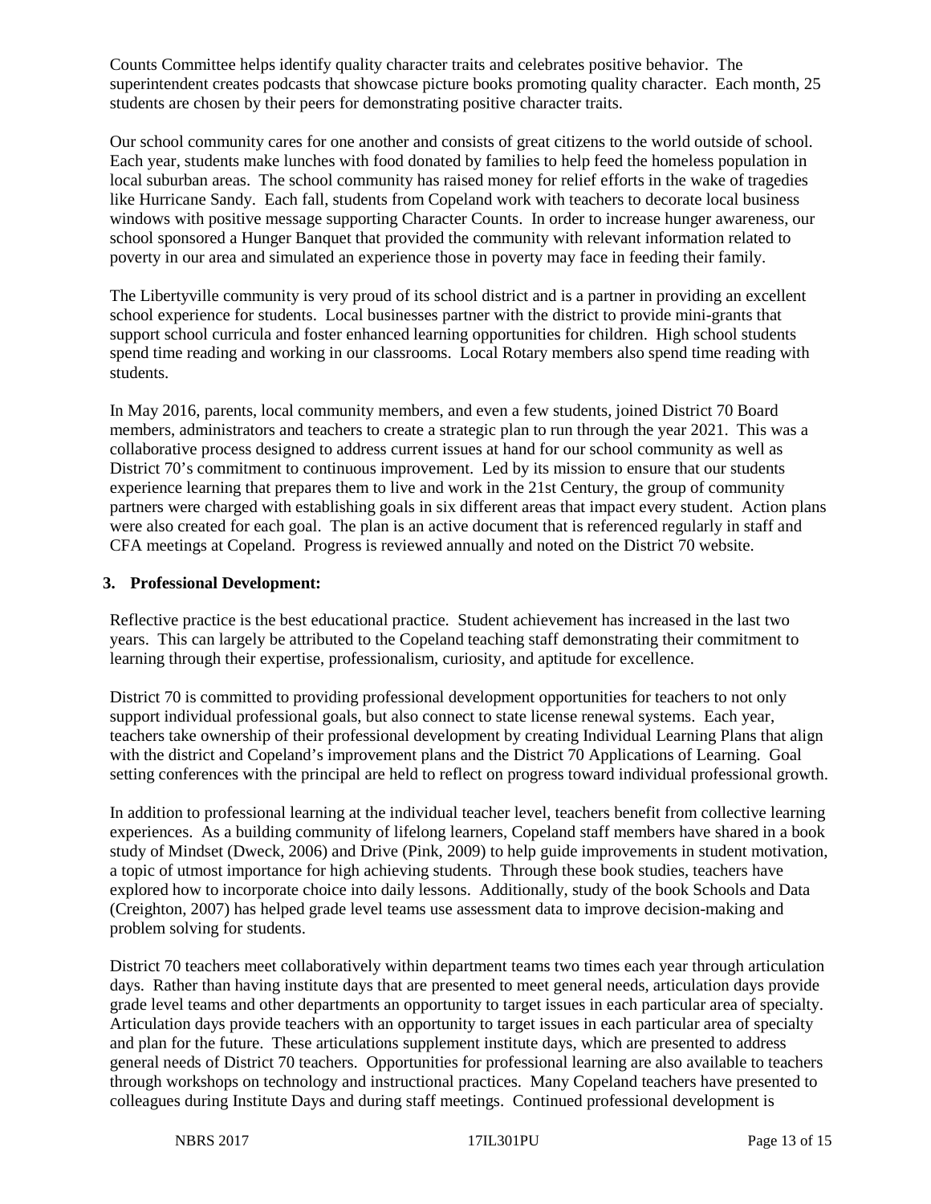Counts Committee helps identify quality character traits and celebrates positive behavior. The superintendent creates podcasts that showcase picture books promoting quality character. Each month, 25 students are chosen by their peers for demonstrating positive character traits.

Our school community cares for one another and consists of great citizens to the world outside of school. Each year, students make lunches with food donated by families to help feed the homeless population in local suburban areas. The school community has raised money for relief efforts in the wake of tragedies like Hurricane Sandy. Each fall, students from Copeland work with teachers to decorate local business windows with positive message supporting Character Counts. In order to increase hunger awareness, our school sponsored a Hunger Banquet that provided the community with relevant information related to poverty in our area and simulated an experience those in poverty may face in feeding their family.

The Libertyville community is very proud of its school district and is a partner in providing an excellent school experience for students. Local businesses partner with the district to provide mini-grants that support school curricula and foster enhanced learning opportunities for children. High school students spend time reading and working in our classrooms. Local Rotary members also spend time reading with students.

In May 2016, parents, local community members, and even a few students, joined District 70 Board members, administrators and teachers to create a strategic plan to run through the year 2021. This was a collaborative process designed to address current issues at hand for our school community as well as District 70's commitment to continuous improvement. Led by its mission to ensure that our students experience learning that prepares them to live and work in the 21st Century, the group of community partners were charged with establishing goals in six different areas that impact every student. Action plans were also created for each goal. The plan is an active document that is referenced regularly in staff and CFA meetings at Copeland. Progress is reviewed annually and noted on the District 70 website.

**3. Professional Development:**

Reflective practice is the best educational practice. Student achievement has increased in the last two years. This can largely be attributed to the Copeland teaching staff demonstrating their commitment to learning through their expertise, professionalism, curiosity, and aptitude for excellence.

District 70 is committed to providing professional development opportunities for teachers to not only support individual professional goals, but also connect to state license renewal systems. Each year, teachers take ownership of their professional development by creating Individual Learning Plans that align with the district and Copeland's improvement plans and the District 70 Applications of Learning. Goal setting conferences with the principal are held to reflect on progress toward individual professional growth.

In addition to professional learning at the individual teacher level, teachers benefit from collective learning experiences. As a building community of lifelong learners, Copeland staff members have shared in a book study of Mindset (Dweck, 2006) and Drive (Pink, 2009) to help guide improvements in student motivation, a topic of utmost importance for high achieving students. Through these book studies, teachers have explored how to incorporate choice into daily lessons. Additionally, study of the book Schools and Data (Creighton, 2007) has helped grade level teams use assessment data to improve decision-making and problem solving for students.

District 70 teachers meet collaboratively within department teams two times each year through articulation days. Rather than having institute days that are presented to meet general needs, articulation days provide grade level teams and other departments an opportunity to target issues in each particular area of specialty. Articulation days provide teachers with an opportunity to target issues in each particular area of specialty and plan for the future. These articulations supplement institute days, which are presented to address general needs of District 70 teachers. Opportunities for professional learning are also available to teachers through workshops on technology and instructional practices. Many Copeland teachers have presented to colleagues during Institute Days and during staff meetings. Continued professional development is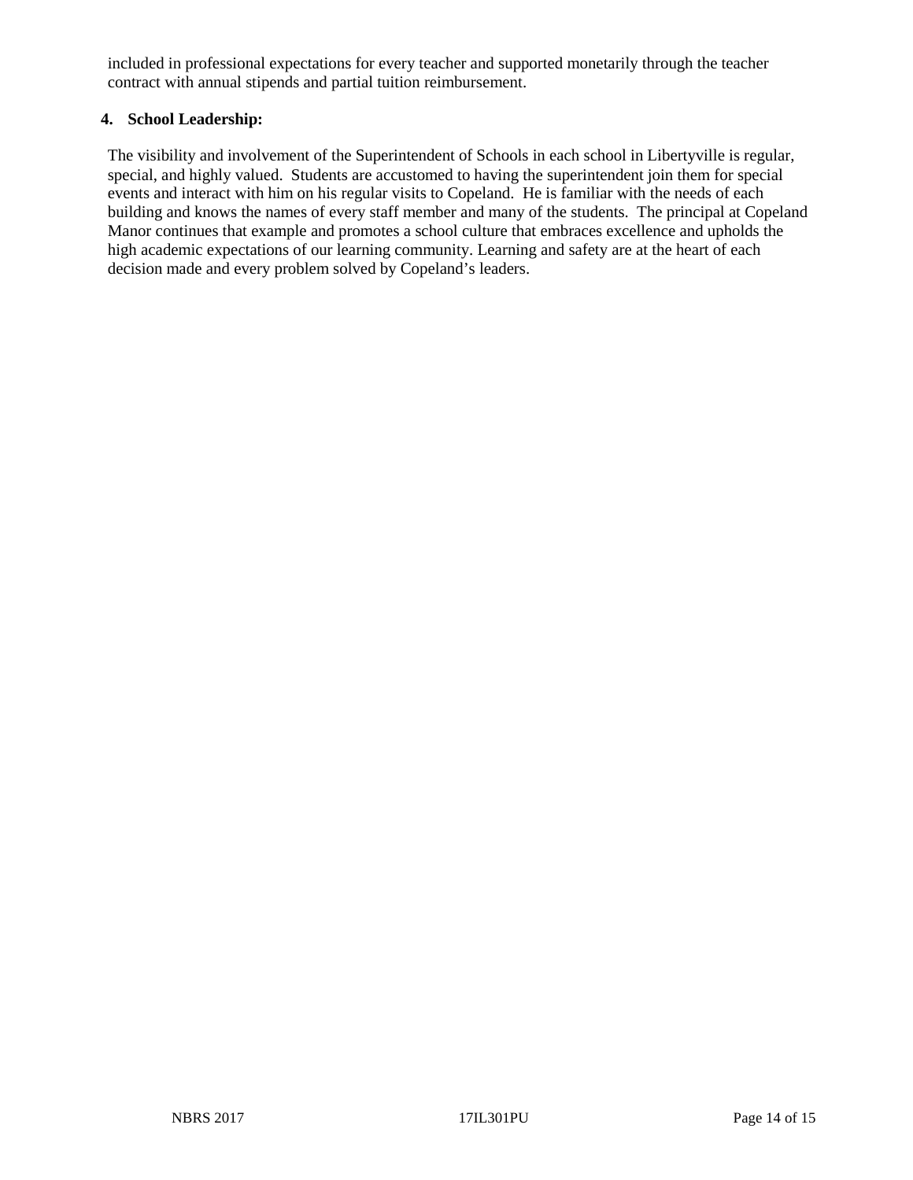included in professional expectations for every teacher and supported monetarily through the teacher contract with annual stipends and partial tuition reimbursement.

**4. School Leadership:**

The visibility and involvement of the Superintendent of Schools in each school in Libertyville is regular, special, and highly valued. Students are accustomed to having the superintendent join them for special events and interact with him on his regular visits to Copeland. He is familiar with the needs of each building and knows the names of every staff member and many of the students. The principal at Copeland Manor continues that example and promotes a school culture that embraces excellence and upholds the high academic expectations of our learning community. Learning and safety are at the heart of each decision made and every problem solved by Copeland's leaders.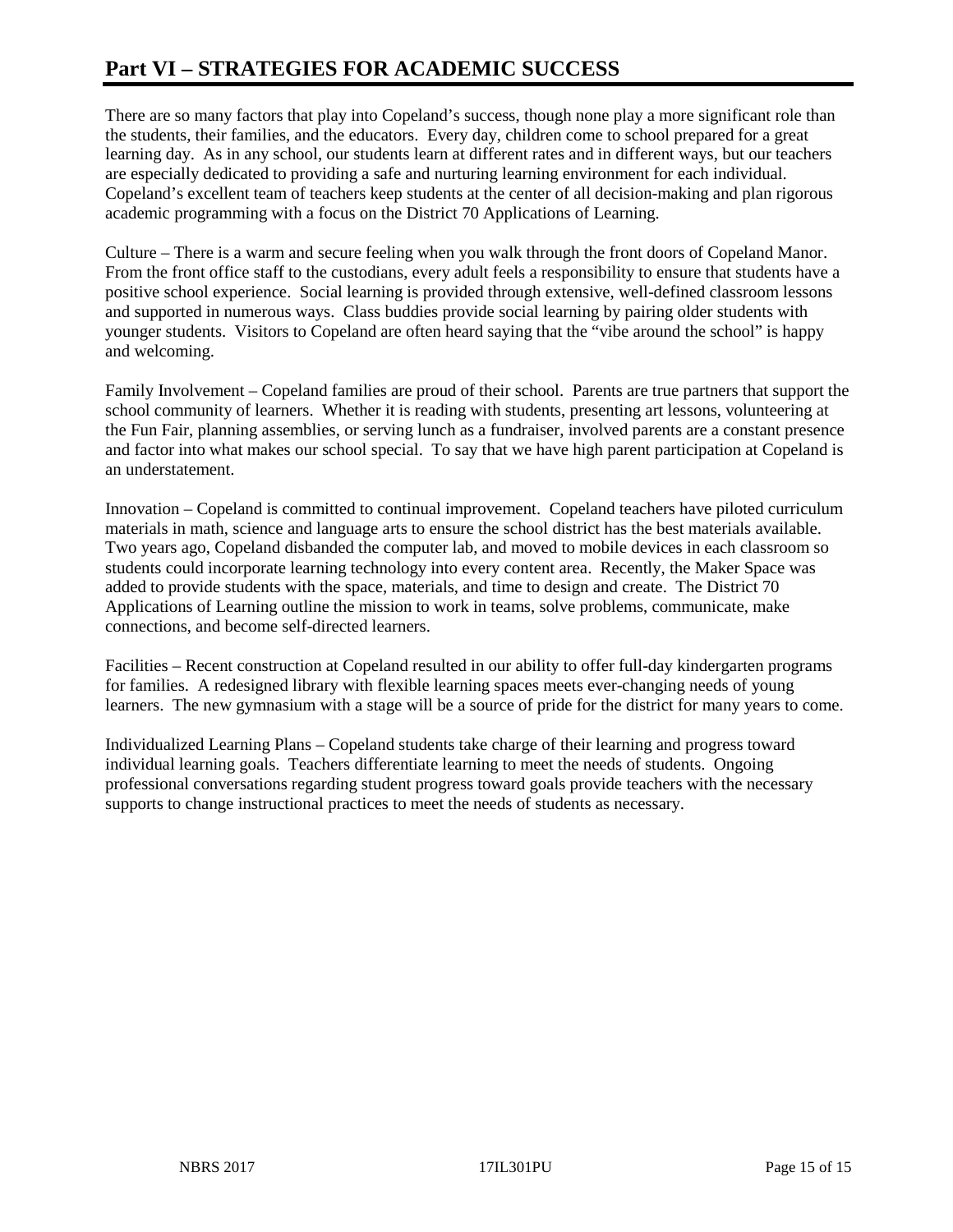# Part VI – STRATEGIES FOR ACADEMIC SUCCESS

There are so many factors that play into Copeland's success, though none play a more significant role than the students, their families, and the educators. Every day, children come to school prepared for a great learning day. As in any school, our students learn at different rates and in different ways, but our teachers are especially dedicated to providing a safe and nurturing learning environment for each individual. Copeland's excellent team of teachers keep students at the center of all decision-making and plan rigorous academic programming with a focus on the District 70 Applications of Learning.

Culture – There is a warm and secure feeling when you walk through the front doors of Copeland Manor. From the front office staff to the custodians, every adult feels a responsibility to ensure that students have a positive school experience. Social learning is provided through extensive, well-defined classroom lessons and supported in numerous ways. Class buddies provide social learning by pairing older students with younger students. Visitors to Copeland are often heard saying that the "vibe around the school" is happy and welcoming.

Family Involvement – Copeland families are proud of their school. Parents are true partners that support the school community of learners. Whether it is reading with students, presenting art lessons, volunteering at the Fun Fair, planning assemblies, or serving lunch as a fundraiser, involved parents are a constant presence and factor into what makes our school special. To say that we have high parent participation at Copeland is an understatement.

Innovation – Copeland is committed to continual improvement. Copeland teachers have piloted curriculum materials in math, science and language arts to ensure the school district has the best materials available. Two years ago, Copeland disbanded the computer lab, and moved to mobile devices in each classroom so students could incorporate learning technology into every content area. Recently, the Maker Space was added to provide students with the space, materials, and time to design and create. The District 70 Applications of Learning outline the mission to work in teams, solve problems, communicate, make connections, and become self-directed learners.

Facilities – Recent construction at Copeland resulted in our ability to offer full-day kindergarten programs for families. A redesigned library with flexible learning spaces meets ever-changing needs of young learners. The new gymnasium with a stage will be a source of pride for the district for many years to come.

Individualized Learning Plans – Copeland students take charge of their learning and progress toward individual learning goals. Teachers differentiate learning to meet the needs of students. Ongoing professional conversations regarding student progress toward goals provide teachers with the necessary supports to change instructional practices to meet the needs of students as necessary.